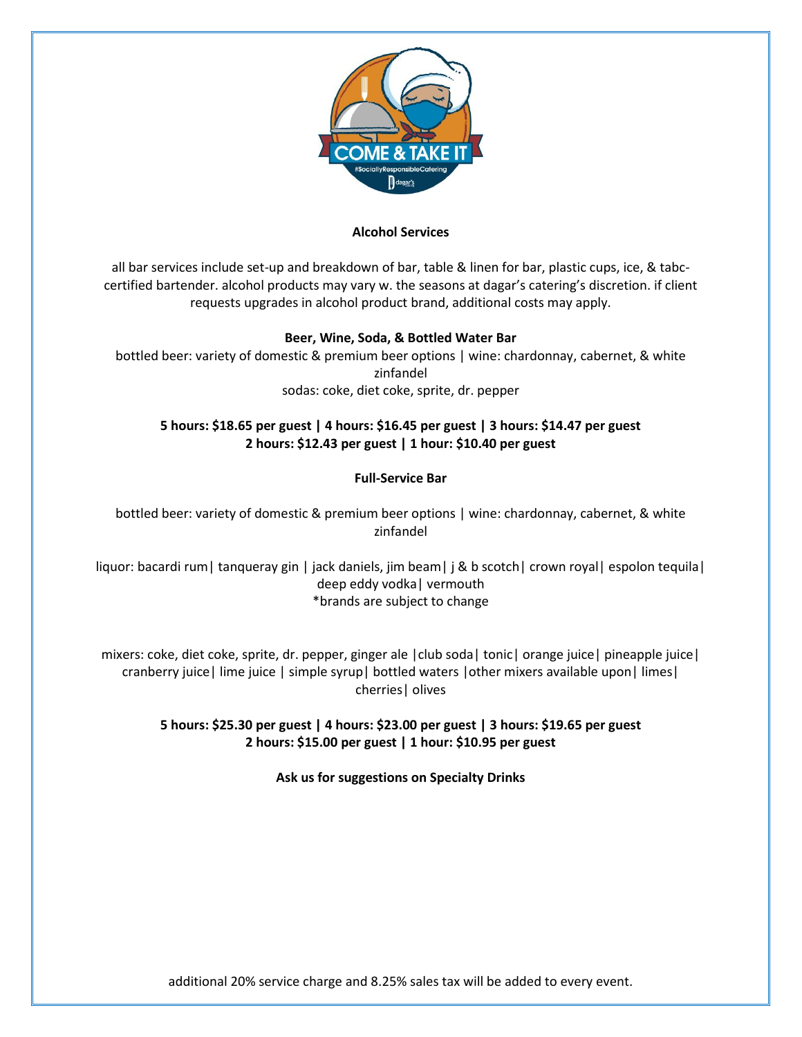## Alcohol Services

all bar services include set-up and breakdown of bar, table & linen for bar, plastic cups, ice, & tabc-certified bartender. alcohol products may vary w. the seasons at dagar's catering's discretion. if client requests upgrades in alcohol product brand, additional costs may apply.

### Beer, Wine, Soda, & Bottled Water Bar

bottled beer: variety of domestic & premium beer options | wine: chardonnay, cabernet, & white zinfandel
sodas: coke, diet coke, sprite, dr. pepper

**5 hours: $18.65 per guest | 4 hours: $16.45 per guest | 3 hours: $14.47 per guest**
**2 hours: $12.43 per guest | 1 hour: $10.40 per guest**

### Full-Service Bar

bottled beer: variety of domestic & premium beer options | wine: chardonnay, cabernet, & white zinfandel

liquor: bacardi rum| tanqueray gin | jack daniels, jim beam| j & b scotch| crown royal| espolon tequila| deep eddy vodka| vermouth
*brands are subject to change

mixers: coke, diet coke, sprite, dr. pepper, ginger ale |club soda| tonic| orange juice| pineapple juice| cranberry juice| lime juice | simple syrup| bottled waters |other mixers available upon| limes| cherries| olives

**5 hours: $25.30 per guest | 4 hours: $23.00 per guest | 3 hours: $19.65 per guest**
**2 hours: $15.00 per guest | 1 hour: $10.95 per guest**

**Ask us for suggestions on Specialty Drinks**

additional 20% service charge and 8.25% sales tax will be added to every event.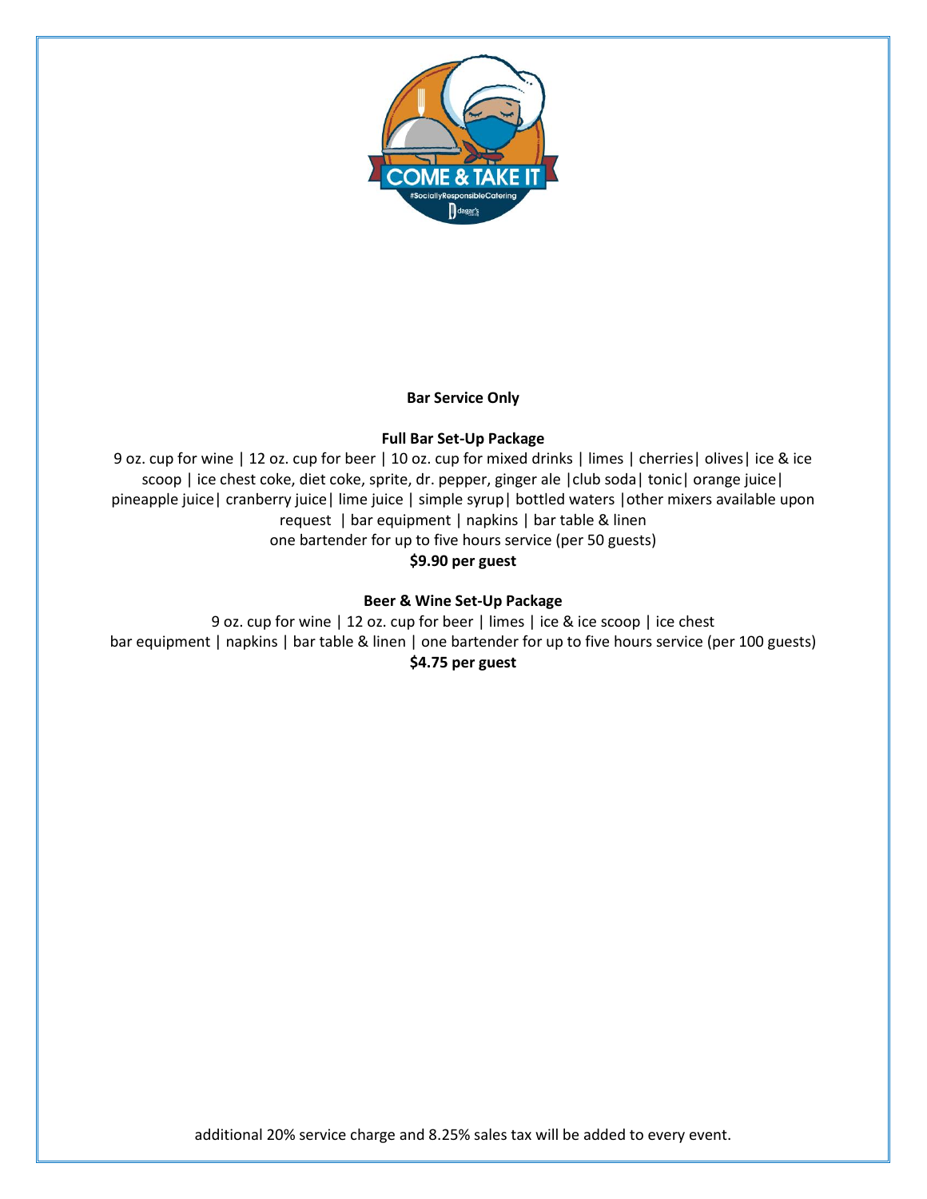**Bar Service Only**

**Full Bar Set-Up Package**

9 oz. cup for wine | 12 oz. cup for beer | 10 oz. cup for mixed drinks | limes | cherries| olives| ice & ice scoop | ice chest coke, diet coke, sprite, dr. pepper, ginger ale |club soda| tonic| orange juice| pineapple juice| cranberry juice| lime juice | simple syrup| bottled waters |other mixers available upon request | bar equipment | napkins | bar table & linen
one bartender for up to five hours service (per 50 guests)
**$9.90 per guest**

**Beer & Wine Set-Up Package**

9 oz. cup for wine | 12 oz. cup for beer | limes | ice & ice scoop | ice chest
bar equipment | napkins | bar table & linen | one bartender for up to five hours service (per 100 guests)
**$4.75 per guest**

additional 20% service charge and 8.25% sales tax will be added to every event.